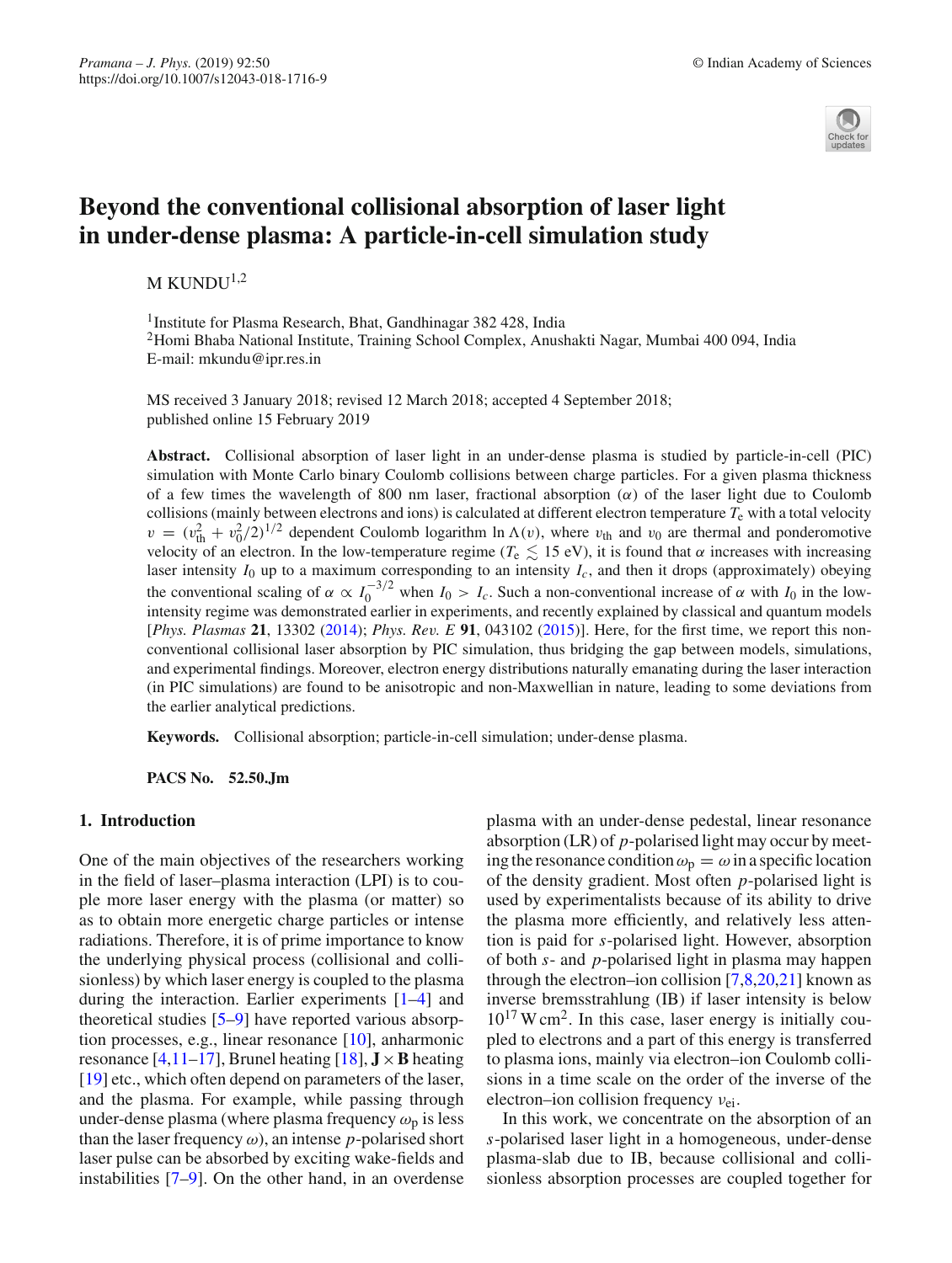# Beyond the conventional collisional absorption of laser light in under-dense plasma: A particle-in-cell simulation study

M KUNDU[1,2]

[1] Institute for Plasma Research, Bhat, Gandhinagar 382 428, India
[2] Homi Bhaba National Institute, Training School Complex, Anushakti Nagar, Mumbai 400 094, India
E-mail: mkundu@ipr.res.in

MS received 3 January 2018; revised 12 March 2018; accepted 4 September 2018; published online 15 February 2019

**Abstract.** Collisional absorption of laser light in an under-dense plasma is studied by particle-in-cell (PIC) simulation with Monte Carlo binary Coulomb collisions between charge particles. For a given plasma thickness of a few times the wavelength of 800 nm laser, fractional absorption ($\alpha$) of the laser light due to Coulomb collisions (mainly between electrons and ions) is calculated at different electron temperature $T_e$ with a total velocity $v = (v_{th}^2 + v_0^2/2)^{1/2}$ dependent Coulomb logarithm $\ln\Lambda(v)$, where $v_{th}$ and $v_0$ are thermal and ponderomotive velocity of an electron. In the low-temperature regime ($T_e \lesssim 15$ eV), it is found that $\alpha$ increases with increasing laser intensity $I_0$ up to a maximum corresponding to an intensity $I_c$, and then it drops (approximately) obeying the conventional scaling of $\alpha \propto I_0^{-3/2}$ when $I_0 > I_c$. Such a non-conventional increase of $\alpha$ with $I_0$ in the low-intensity regime was demonstrated earlier in experiments, and recently explained by classical and quantum models [*Phys. Plasmas* **21**, 13302 (2014); *Phys. Rev. E* **91**, 043102 (2015)]. Here, for the first time, we report this non-conventional collisional laser absorption by PIC simulation, thus bridging the gap between models, simulations, and experimental findings. Moreover, electron energy distributions naturally emanating during the laser interaction (in PIC simulations) are found to be anisotropic and non-Maxwellian in nature, leading to some deviations from the earlier analytical predictions.

**Keywords.** Collisional absorption; particle-in-cell simulation; under-dense plasma.

**PACS No.** **52.50.Jm**

## 1. Introduction

One of the main objectives of the researchers working in the field of laser–plasma interaction (LPI) is to couple more laser energy with the plasma (or matter) so as to obtain more energetic charge particles or intense radiations. Therefore, it is of prime importance to know the underlying physical process (collisional and collisionless) by which laser energy is coupled to the plasma during the interaction. Earlier experiments [1–4] and theoretical studies [5–9] have reported various absorption processes, e.g., linear resonance [10], anharmonic resonance [4,11–17], Brunel heating [18], $\mathbf{J}\times\mathbf{B}$ heating [19] etc., which often depend on parameters of the laser, and the plasma. For example, while passing through under-dense plasma (where plasma frequency $\omega_p$ is less than the laser frequency $\omega$), an intense $p$-polarised short laser pulse can be absorbed by exciting wake-fields and instabilities [7–9]. On the other hand, in an overdense plasma with an under-dense pedestal, linear resonance absorption (LR) of $p$-polarised light may occur by meeting the resonance condition $\omega_p = \omega$ in a specific location of the density gradient. Most often $p$-polarised light is used by experimentalists because of its ability to drive the plasma more efficiently, and relatively less attention is paid for $s$-polarised light. However, absorption of both $s$- and $p$-polarised light in plasma may happen through the electron–ion collision [7,8,20,21] known as inverse bremsstrahlung (IB) if laser intensity is below $10^{17}$ W cm$^2$. In this case, laser energy is initially coupled to electrons and a part of this energy is transferred to plasma ions, mainly via electron–ion Coulomb collisions in a time scale on the order of the inverse of the electron–ion collision frequency $\nu_{ei}$.

In this work, we concentrate on the absorption of an $s$-polarised laser light in a homogeneous, under-dense plasma-slab due to IB, because collisional and collisionless absorption processes are coupled together for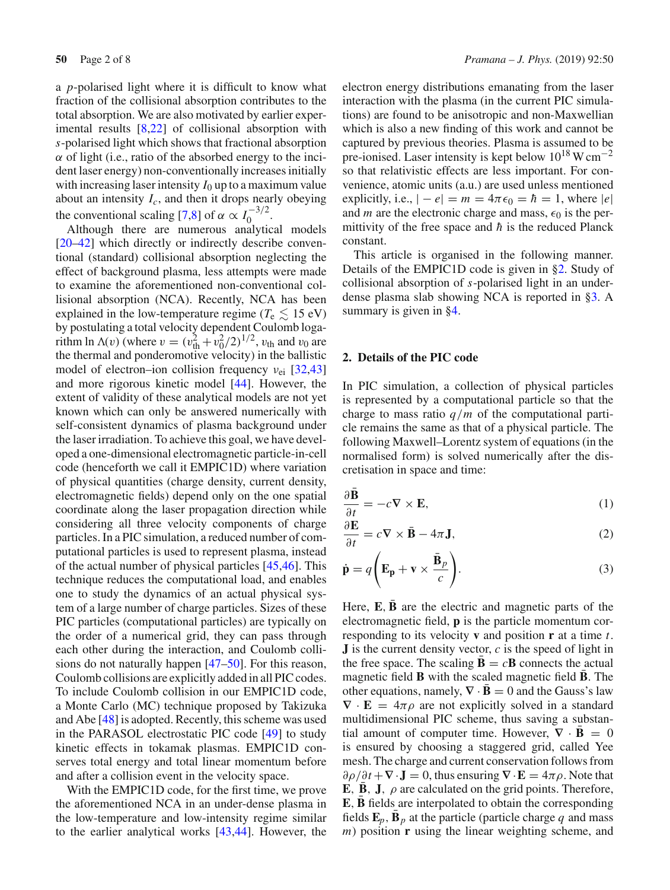a *p*-polarised light where it is difficult to know what fraction of the collisional absorption contributes to the total absorption. We are also motivated by earlier experimental results [8,22] of collisional absorption with *s*-polarised light which shows that fractional absorption $\alpha$ of light (i.e., ratio of the absorbed energy to the incident laser energy) non-conventionally increases initially with increasing laser intensity $I_0$ up to a maximum value about an intensity $I_c$, and then it drops nearly obeying the conventional scaling [7,8] of $\alpha \propto I_0^{-3/2}$.

Although there are numerous analytical models [20–42] which directly or indirectly describe conventional (standard) collisional absorption neglecting the effect of background plasma, less attempts were made to examine the aforementioned non-conventional collisional absorption (NCA). Recently, NCA has been explained in the low-temperature regime ($T_e \lesssim 15$ eV) by postulating a total velocity dependent Coulomb logarithm $\ln \Lambda(v)$ (where $v = (v_{\rm th}^2 + v_0^2/2)^{1/2}$, $v_{\rm th}$ and $v_0$ are the thermal and ponderomotive velocity) in the ballistic model of electron–ion collision frequency $\nu_{\rm ei}$ [32,43] and more rigorous kinetic model [44]. However, the extent of validity of these analytical models are not yet known which can only be answered numerically with self-consistent dynamics of plasma background under the laser irradiation. To achieve this goal, we have developed a one-dimensional electromagnetic particle-in-cell code (henceforth we call it EMPIC1D) where variation of physical quantities (charge density, current density, electromagnetic fields) depend only on the one spatial coordinate along the laser propagation direction while considering all three velocity components of charge particles. In a PIC simulation, a reduced number of computational particles is used to represent plasma, instead of the actual number of physical particles [45,46]. This technique reduces the computational load, and enables one to study the dynamics of an actual physical system of a large number of charge particles. Sizes of these PIC particles (computational particles) are typically on the order of a numerical grid, they can pass through each other during the interaction, and Coulomb collisions do not naturally happen [47–50]. For this reason, Coulomb collisions are explicitly added in all PIC codes. To include Coulomb collision in our EMPIC1D code, a Monte Carlo (MC) technique proposed by Takizuka and Abe [48] is adopted. Recently, this scheme was used in the PARASOL electrostatic PIC code [49] to study kinetic effects in tokamak plasmas. EMPIC1D conserves total energy and total linear momentum before and after a collision event in the velocity space.

With the EMPIC1D code, for the first time, we prove the aforementioned NCA in an under-dense plasma in the low-temperature and low-intensity regime similar to the earlier analytical works [43,44]. However, the electron energy distributions emanating from the laser interaction with the plasma (in the current PIC simulations) are found to be anisotropic and non-Maxwellian which is also a new finding of this work and cannot be captured by previous theories. Plasma is assumed to be pre-ionised. Laser intensity is kept below $10^{18}$ W cm$^{-2}$ so that relativistic effects are less important. For convenience, atomic units (a.u.) are used unless mentioned explicitly, i.e., $|-e| = m = 4\pi\epsilon_0 = \hbar = 1$, where $|e|$ and $m$ are the electronic charge and mass, $\epsilon_0$ is the permittivity of the free space and $\hbar$ is the reduced Planck constant.

This article is organised in the following manner. Details of the EMPIC1D code is given in §2. Study of collisional absorption of *s*-polarised light in an under-dense plasma slab showing NCA is reported in §3. A summary is given in §4.

## 2. Details of the PIC code

In PIC simulation, a collection of physical particles is represented by a computational particle so that the charge to mass ratio $q/m$ of the computational particle remains the same as that of a physical particle. The following Maxwell–Lorentz system of equations (in the normalised form) is solved numerically after the discretisation in space and time:

$$\frac{\partial \bar{\mathbf{B}}}{\partial t} = -c\nabla \times \mathbf{E}, \tag{1}$$

$$\frac{\partial \mathbf{E}}{\partial t} = c\nabla \times \bar{\mathbf{B}} - 4\pi \mathbf{J}, \tag{2}$$

$$\dot{\mathbf{p}} = q\left(\mathbf{E_p} + \mathbf{v} \times \frac{\bar{\mathbf{B}}_p}{c}\right). \tag{3}$$

Here, $\mathbf{E}, \bar{\mathbf{B}}$ are the electric and magnetic parts of the electromagnetic field, $\mathbf{p}$ is the particle momentum corresponding to its velocity $\mathbf{v}$ and position $\mathbf{r}$ at a time $t$. $\mathbf{J}$ is the current density vector, $c$ is the speed of light in the free space. The scaling $\bar{\mathbf{B}} = c\mathbf{B}$ connects the actual magnetic field $\mathbf{B}$ with the scaled magnetic field $\bar{\mathbf{B}}$. The other equations, namely, $\nabla \cdot \bar{\mathbf{B}} = 0$ and the Gauss's law $\nabla \cdot \mathbf{E} = 4\pi\rho$ are not explicitly solved in a standard multidimensional PIC scheme, thus saving a substantial amount of computer time. However, $\nabla \cdot \bar{\mathbf{B}} = 0$ is ensured by choosing a staggered grid, called Yee mesh. The charge and current conservation follows from $\partial\rho/\partial t + \nabla \cdot \mathbf{J} = 0$, thus ensuring $\nabla \cdot \mathbf{E} = 4\pi\rho$. Note that $\mathbf{E}$, $\bar{\mathbf{B}}$, $\mathbf{J}$, $\rho$ are calculated on the grid points. Therefore, $\mathbf{E}, \bar{\mathbf{B}}$ fields are interpolated to obtain the corresponding fields $\mathbf{E}_p, \bar{\mathbf{B}}_p$ at the particle (particle charge $q$ and mass $m$) position $\mathbf{r}$ using the linear weighting scheme, and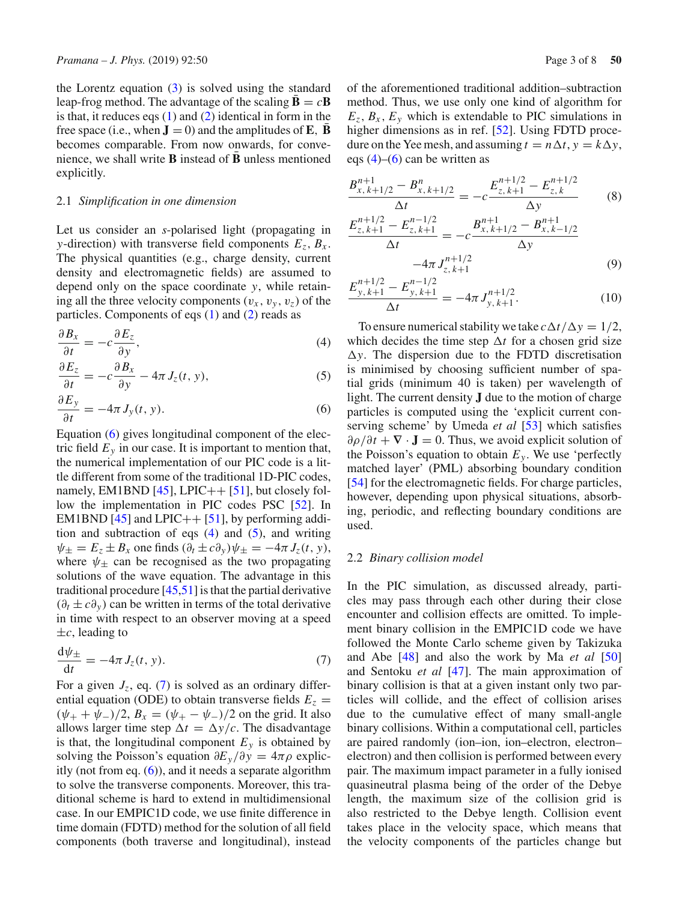the Lorentz equation (3) is solved using the standard leap-frog method. The advantage of the scaling $\bar{\mathbf{B}} = c\mathbf{B}$ is that, it reduces eqs (1) and (2) identical in form in the free space (i.e., when $\mathbf{J} = 0$) and the amplitudes of $\mathbf{E}$, $\bar{\mathbf{B}}$ becomes comparable. From now onwards, for convenience, we shall write $\mathbf{B}$ instead of $\bar{\mathbf{B}}$ unless mentioned explicitly.

### 2.1 *Simplification in one dimension*

Let us consider an *s*-polarised light (propagating in *y*-direction) with transverse field components $E_z$, $B_x$. The physical quantities (e.g., charge density, current density and electromagnetic fields) are assumed to depend only on the space coordinate *y*, while retaining all the three velocity components $(v_x, v_y, v_z)$ of the particles. Components of eqs (1) and (2) reads as

$$\frac{\partial B_x}{\partial t} = -c\frac{\partial E_z}{\partial y}, \tag{4}$$

$$\frac{\partial E_z}{\partial t} = -c\frac{\partial B_x}{\partial y} - 4\pi J_z(t, y), \tag{5}$$

$$\frac{\partial E_y}{\partial t} = -4\pi J_y(t, y). \tag{6}$$

Equation (6) gives longitudinal component of the electric field $E_y$ in our case. It is important to mention that, the numerical implementation of our PIC code is a little different from some of the traditional 1D-PIC codes, namely, EM1BND [45], LPIC++ [51], but closely follow the implementation in PIC codes PSC [52]. In EM1BND [45] and LPIC++ [51], by performing addition and subtraction of eqs (4) and (5), and writing $\psi_\pm = E_z \pm B_x$ one finds $(\partial_t \pm c\partial_y)\psi_\pm = -4\pi J_z(t, y)$, where $\psi_\pm$ can be recognised as the two propagating solutions of the wave equation. The advantage in this traditional procedure [45,51] is that the partial derivative $(\partial_t \pm c\partial_y)$ can be written in terms of the total derivative in time with respect to an observer moving at a speed $\pm c$, leading to

$$\frac{\mathrm{d}\psi_\pm}{\mathrm{d}t} = -4\pi J_z(t, y). \tag{7}$$

For a given $J_z$, eq. (7) is solved as an ordinary differential equation (ODE) to obtain transverse fields $E_z = (\psi_+ + \psi_-)/2$, $B_x = (\psi_+ - \psi_-)/2$ on the grid. It also allows larger time step $\Delta t = \Delta y/c$. The disadvantage is that, the longitudinal component $E_y$ is obtained by solving the Poisson's equation $\partial E_y/\partial y = 4\pi\rho$ explicitly (not from eq. (6)), and it needs a separate algorithm to solve the transverse components. Moreover, this traditional scheme is hard to extend in multidimensional case. In our EMPIC1D code, we use finite difference in time domain (FDTD) method for the solution of all field components (both traverse and longitudinal), instead of the aforementioned traditional addition–subtraction method. Thus, we use only one kind of algorithm for $E_z$, $B_x$, $E_y$ which is extendable to PIC simulations in higher dimensions as in ref. [52]. Using FDTD procedure on the Yee mesh, and assuming $t = n\Delta t$, $y = k\Delta y$, eqs (4)–(6) can be written as

$$\frac{B^{n+1}_{x,\,k+1/2} - B^{n}_{x,\,k+1/2}}{\Delta t} = -c\frac{E^{n+1/2}_{z,\,k+1} - E^{n+1/2}_{z,\,k}}{\Delta y} \tag{8}$$

$$\frac{E^{n+1/2}_{z,\,k+1} - E^{n-1/2}_{z,\,k+1}}{\Delta t} = -c\frac{B^{n+1}_{x,\,k+1/2} - B^{n+1}_{x,\,k-1/2}}{\Delta y} - 4\pi J^{n+1/2}_{z,\,k+1} \tag{9}$$

$$\frac{E^{n+1/2}_{y,\,k+1} - E^{n-1/2}_{y,\,k+1}}{\Delta t} = -4\pi J^{n+1/2}_{y,\,k+1}. \tag{10}$$

To ensure numerical stability we take $c\Delta t/\Delta y = 1/2$, which decides the time step $\Delta t$ for a chosen grid size $\Delta y$. The dispersion due to the FDTD discretisation is minimised by choosing sufficient number of spatial grids (minimum 40 is taken) per wavelength of light. The current density $\mathbf{J}$ due to the motion of charge particles is computed using the 'explicit current conserving scheme' by Umeda *et al* [53] which satisfies $\partial\rho/\partial t + \nabla\cdot\mathbf{J} = 0$. Thus, we avoid explicit solution of the Poisson's equation to obtain $E_y$. We use 'perfectly matched layer' (PML) absorbing boundary condition [54] for the electromagnetic fields. For charge particles, however, depending upon physical situations, absorbing, periodic, and reflecting boundary conditions are used.

### 2.2 *Binary collision model*

In the PIC simulation, as discussed already, particles may pass through each other during their close encounter and collision effects are omitted. To implement binary collision in the EMPIC1D code we have followed the Monte Carlo scheme given by Takizuka and Abe [48] and also the work by Ma *et al* [50] and Sentoku *et al* [47]. The main approximation of binary collision is that at a given instant only two particles will collide, and the effect of collision arises due to the cumulative effect of many small-angle binary collisions. Within a computational cell, particles are paired randomly (ion–ion, ion–electron, electron–electron) and then collision is performed between every pair. The maximum impact parameter in a fully ionised quasineutral plasma being of the order of the Debye length, the maximum size of the collision grid is also restricted to the Debye length. Collision event takes place in the velocity space, which means that the velocity components of the particles change but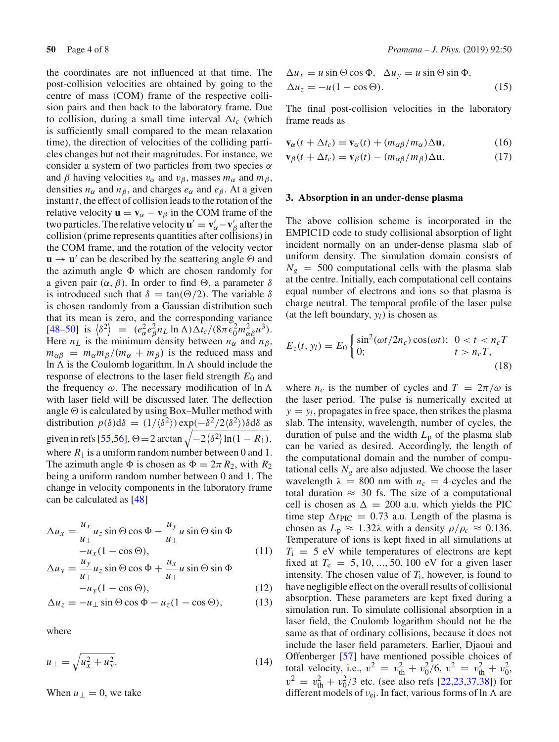the coordinates are not influenced at that time. The post-collision velocities are obtained by going to the centre of mass (COM) frame of the respective collision pairs and then back to the laboratory frame. Due to collision, during a small time interval $\Delta t_c$ (which is sufficiently small compared to the mean relaxation time), the direction of velocities of the colliding particles changes but not their magnitudes. For instance, we consider a system of two particles from two species $\alpha$ and $\beta$ having velocities $v_\alpha$ and $v_\beta$, masses $m_\alpha$ and $m_\beta$, densities $n_\alpha$ and $n_\beta$, and charges $e_\alpha$ and $e_\beta$. At a given instant $t$, the effect of collision leads to the rotation of the relative velocity $\mathbf{u} = \mathbf{v}_\alpha - \mathbf{v}_\beta$ in the COM frame of the two particles. The relative velocity $\mathbf{u}' = \mathbf{v}'_\alpha - \mathbf{v}'_\beta$ after the collision (prime represents quantities after collisions) in the COM frame, and the rotation of the velocity vector $\mathbf{u} \to \mathbf{u}'$ can be described by the scattering angle $\Theta$ and the azimuth angle $\Phi$ which are chosen randomly for a given pair $(\alpha, \beta)$. In order to find $\Theta$, a parameter $\delta$ is introduced such that $\delta = \tan(\Theta/2)$. The variable $\delta$ is chosen randomly from a Gaussian distribution such that its mean is zero, and the corresponding variance [48–50] is $\langle \delta^2 \rangle = (e_\alpha^2 e_\beta^2 n_L \ln\Lambda)\Delta t_c/(8\pi\epsilon_0^2 m_{\alpha\beta}^2 u^3)$. Here $n_L$ is the minimum density between $n_\alpha$ and $n_\beta$, $m_{\alpha\beta} = m_\alpha m_\beta/(m_\alpha + m_\beta)$ is the reduced mass and $\ln\Lambda$ is the Coulomb logarithm. $\ln\Lambda$ should include the response of electrons to the laser field strength $E_0$ and the frequency $\omega$. The necessary modification of $\ln\Lambda$ with laser field will be discussed later. The deflection angle $\Theta$ is calculated by using Box–Muller method with distribution $p(\delta)\mathrm{d}\delta = (1/\langle\delta^2\rangle)\exp(-\delta^2/2\langle\delta^2\rangle)\delta\mathrm{d}\delta$ as given in refs [55,56], $\Theta = 2\arctan\sqrt{-2\langle\delta^2\rangle\ln(1-R_1)}$, where $R_1$ is a uniform random number between 0 and 1. The azimuth angle $\Phi$ is chosen as $\Phi = 2\pi R_2$, with $R_2$ being a uniform random number between 0 and 1. The change in velocity components in the laboratory frame can be calculated as [48]

$$\Delta u_x = \frac{u_x}{u_\perp}u_z \sin\Theta\cos\Phi - \frac{u_y}{u_\perp}u\sin\Theta\sin\Phi - u_x(1-\cos\Theta), \tag{11}$$

$$\Delta u_y = \frac{u_y}{u_\perp}u_z \sin\Theta\cos\Phi + \frac{u_x}{u_\perp}u\sin\Theta\sin\Phi - u_y(1-\cos\Theta), \tag{12}$$

$$\Delta u_z = -u_\perp\sin\Theta\cos\Phi - u_z(1-\cos\Theta), \tag{13}$$

where

$$u_\perp = \sqrt{u_x^2 + u_y^2}. \tag{14}$$

When $u_\perp = 0$, we take

$$\Delta u_x = u\sin\Theta\cos\Phi, \quad \Delta u_y = u\sin\Theta\sin\Phi, \quad \Delta u_z = -u(1-\cos\Theta). \tag{15}$$

The final post-collision velocities in the laboratory frame reads as

$$\mathbf{v}_\alpha(t+\Delta t_c) = \mathbf{v}_\alpha(t) + (m_{\alpha\beta}/m_\alpha)\Delta\mathbf{u}, \tag{16}$$

$$\mathbf{v}_\beta(t+\Delta t_c) = \mathbf{v}_\beta(t) - (m_{\alpha\beta}/m_\beta)\Delta\mathbf{u}. \tag{17}$$

## 3. Absorption in an under-dense plasma

The above collision scheme is incorporated in the EMPIC1D code to study collisional absorption of light incident normally on an under-dense plasma slab of uniform density. The simulation domain consists of $N_g = 500$ computational cells with the plasma slab at the centre. Initially, each computational cell contains equal number of electrons and ions so that plasma is charge neutral. The temporal profile of the laser pulse (at the left boundary, $y_l$) is chosen as

$$E_z(t, y_l) = E_0 \begin{cases} \sin^2(\omega t/2n_c)\cos(\omega t); & 0 < t < n_c T \\ 0; & t > n_c T, \end{cases} \tag{18}$$

where $n_c$ is the number of cycles and $T = 2\pi/\omega$ is the laser period. The pulse is numerically excited at $y = y_l$, propagates in free space, then strikes the plasma slab. The intensity, wavelength, number of cycles, the duration of pulse and the width $L_\mathrm{p}$ of the plasma slab can be varied as desired. Accordingly, the length of the computational domain and the number of computational cells $N_g$ are also adjusted. We choose the laser wavelength $\lambda = 800$ nm with $n_c = 4$-cycles and the total duration $\approx 30$ fs. The size of a computational cell is chosen as $\Delta = 200$ a.u. which yields the PIC time step $\Delta t_\mathrm{PIC} = 0.73$ a.u. Length of the plasma is chosen as $L_\mathrm{p} \approx 1.32\lambda$ with a density $\rho/\rho_c \approx 0.136$. Temperature of ions is kept fixed in all simulations at $T_\mathrm{i} = 5$ eV while temperatures of electrons are kept fixed at $T_\mathrm{e} = 5, 10, ..., 50, 100$ eV for a given laser intensity. The chosen value of $T_\mathrm{i}$, however, is found to have negligible effect on the overall results of collisional absorption. These parameters are kept fixed during a simulation run. To simulate collisional absorption in a laser field, the Coulomb logarithm should not be the same as that of ordinary collisions, because it does not include the laser field parameters. Earlier, Djaoui and Offenberger [57] have mentioned possible choices of total velocity, i.e., $v^2 = v_\mathrm{th}^2 + v_0^2/6$, $v^2 = v_\mathrm{th}^2 + v_0^2$, $v^2 = v_\mathrm{th}^2 + v_0^2/3$ etc. (see also refs [22,23,37,38]) for different models of $\nu_\mathrm{ei}$. In fact, various forms of $\ln\Lambda$ are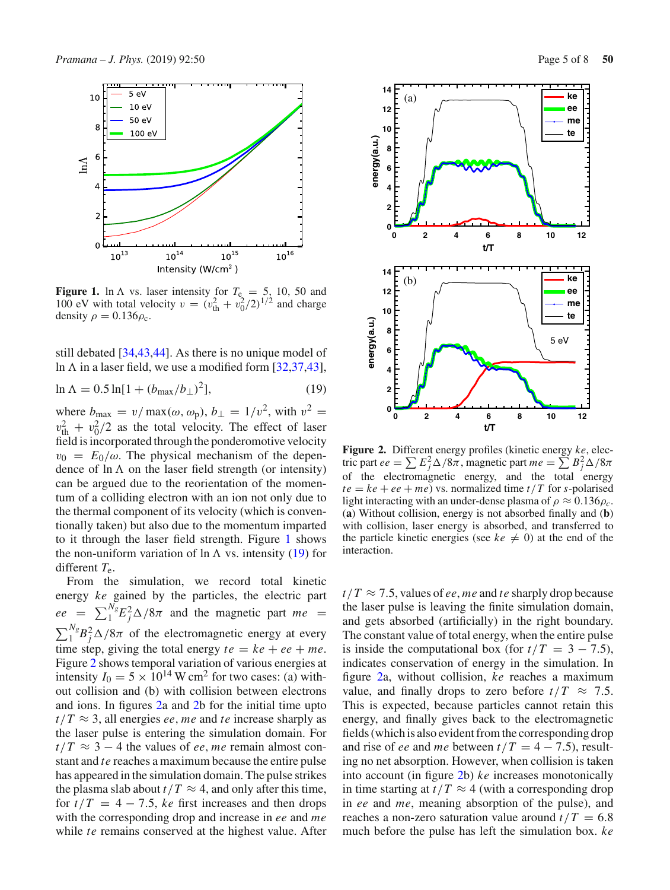**Figure 1.** $\ln \Lambda$ vs. laser intensity for $T_e = 5$, 10, 50 and 100 eV with total velocity $v = (v_{\rm th}^2 + v_0^2/2)^{1/2}$ and charge density $\rho = 0.136\rho_c$.

still debated [34,43,44]. As there is no unique model of $\ln \Lambda$ in a laser field, we use a modified form [32,37,43],

$$\ln \Lambda = 0.5 \ln[1 + (b_{\max}/b_{\perp})^2], \tag{19}$$

where $b_{\max} = v/\max(\omega, \omega_p)$, $b_{\perp} = 1/v^2$, with $v^2 = v_{\rm th}^2 + v_0^2/2$ as the total velocity. The effect of laser field is incorporated through the ponderomotive velocity $v_0 = E_0/\omega$. The physical mechanism of the dependence of $\ln \Lambda$ on the laser field strength (or intensity) can be argued due to the reorientation of the momentum of a colliding electron with an ion not only due to the thermal component of its velocity (which is conventionally taken) but also due to the momentum imparted to it through the laser field strength. Figure 1 shows the non-uniform variation of $\ln \Lambda$ vs. intensity (19) for different $T_e$.

From the simulation, we record total kinetic energy $ke$ gained by the particles, the electric part $ee = \sum_1^{N_g} E_j^2 \Delta/8\pi$ and the magnetic part $me = \sum_1^{N_g} B_j^2 \Delta/8\pi$ of the electromagnetic energy at every time step, giving the total energy $te = ke + ee + me$. Figure 2 shows temporal variation of various energies at intensity $I_0 = 5 \times 10^{14}$ W cm$^2$ for two cases: (a) without collision and (b) with collision between electrons and ions. In figures 2a and 2b for the initial time upto $t/T \approx 3$, all energies $ee$, $me$ and $te$ increase sharply as the laser pulse is entering the simulation domain. For $t/T \approx 3-4$ the values of $ee$, $me$ remain almost constant and $te$ reaches a maximum because the entire pulse has appeared in the simulation domain. The pulse strikes the plasma slab about $t/T \approx 4$, and only after this time, for $t/T = 4-7.5$, $ke$ first increases and then drops with the corresponding drop and increase in $ee$ and $me$ while $te$ remains conserved at the highest value. After

**Figure 2.** Different energy profiles (kinetic energy $ke$, electric part $ee = \sum E_j^2 \Delta/8\pi$, magnetic part $me = \sum B_j^2 \Delta/8\pi$ of the electromagnetic energy, and the total energy $te = ke + ee + me$) vs. normalized time $t/T$ for $s$-polarised light interacting with an under-dense plasma of $\rho \approx 0.136\rho_c$. (**a**) Without collision, energy is not absorbed finally and (**b**) with collision, laser energy is absorbed, and transferred to the particle kinetic energies (see $ke \neq 0$) at the end of the interaction.

$t/T \approx 7.5$, values of $ee$, $me$ and $te$ sharply drop because the laser pulse is leaving the finite simulation domain, and gets absorbed (artificially) in the right boundary. The constant value of total energy, when the entire pulse is inside the computational box (for $t/T = 3-7.5$), indicates conservation of energy in the simulation. In figure 2a, without collision, $ke$ reaches a maximum value, and finally drops to zero before $t/T \approx 7.5$. This is expected, because particles cannot retain this energy, and finally gives back to the electromagnetic fields (which is also evident from the corresponding drop and rise of $ee$ and $me$ between $t/T = 4-7.5$), resulting no net absorption. However, when collision is taken into account (in figure 2b) $ke$ increases monotonically in time starting at $t/T \approx 4$ (with a corresponding drop in $ee$ and $me$, meaning absorption of the pulse), and reaches a non-zero saturation value around $t/T = 6.8$ much before the pulse has left the simulation box. $ke$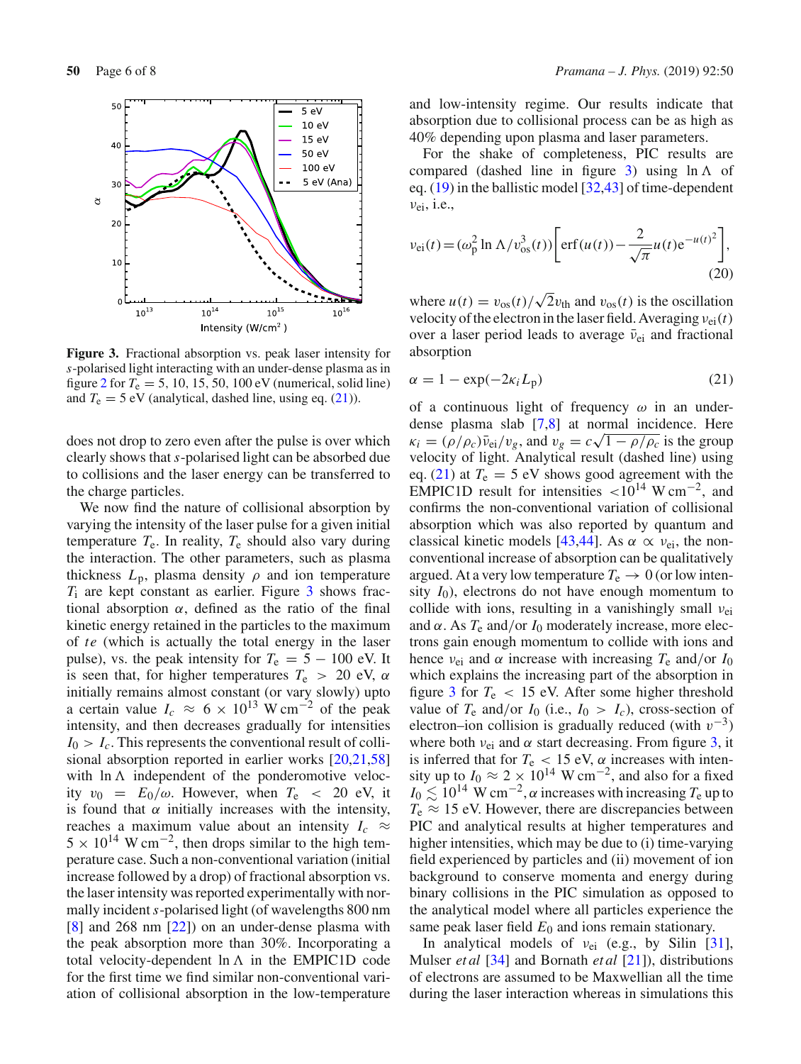Figure 3. Fractional absorption vs. peak laser intensity for $s$-polarised light interacting with an under-dense plasma as in figure 2 for $T_e = 5, 10, 15, 50, 100$ eV (numerical, solid line) and $T_e = 5$ eV (analytical, dashed line, using eq. (21)).

does not drop to zero even after the pulse is over which clearly shows that $s$-polarised light can be absorbed due to collisions and the laser energy can be transferred to the charge particles.

We now find the nature of collisional absorption by varying the intensity of the laser pulse for a given initial temperature $T_e$. In reality, $T_e$ should also vary during the interaction. The other parameters, such as plasma thickness $L_p$, plasma density $\rho$ and ion temperature $T_i$ are kept constant as earlier. Figure 3 shows fractional absorption $\alpha$, defined as the ratio of the final kinetic energy retained in the particles to the maximum of $te$ (which is actually the total energy in the laser pulse), vs. the peak intensity for $T_e = 5 - 100$ eV. It is seen that, for higher temperatures $T_e > 20$ eV, $\alpha$ initially remains almost constant (or vary slowly) upto a certain value $I_c \approx 6 \times 10^{13}$ W cm$^{-2}$ of the peak intensity, and then decreases gradually for intensities $I_0 > I_c$. This represents the conventional result of collisional absorption reported in earlier works [20,21,58] with $\ln \Lambda$ independent of the ponderomotive velocity $v_0 = E_0/\omega$. However, when $T_e < 20$ eV, it is found that $\alpha$ initially increases with the intensity, reaches a maximum value about an intensity $I_c \approx 5 \times 10^{14}$ W cm$^{-2}$, then drops similar to the high temperature case. Such a non-conventional variation (initial increase followed by a drop) of fractional absorption vs. the laser intensity was reported experimentally with normally incident $s$-polarised light (of wavelengths 800 nm [8] and 268 nm [22]) on an under-dense plasma with the peak absorption more than 30%. Incorporating a total velocity-dependent $\ln \Lambda$ in the EMPIC1D code for the first time we find similar non-conventional variation of collisional absorption in the low-temperature and low-intensity regime. Our results indicate that absorption due to collisional process can be as high as 40% depending upon plasma and laser parameters.

For the shake of completeness, PIC results are compared (dashed line in figure 3) using $\ln \Lambda$ of eq. (19) in the ballistic model [32,43] of time-dependent $\nu_{ei}$, i.e.,

$$\nu_{ei}(t) = (\omega_p^2 \ln \Lambda / v_{os}^3(t)) \left[ \text{erf}(u(t)) - \frac{2}{\sqrt{\pi}} u(t) \mathrm{e}^{-u(t)^2} \right], \tag{20}$$

where $u(t) = v_{os}(t)/\sqrt{2} v_{th}$ and $v_{os}(t)$ is the oscillation velocity of the electron in the laser field. Averaging $\nu_{ei}(t)$ over a laser period leads to average $\bar{\nu}_{ei}$ and fractional absorption

$$\alpha = 1 - \exp(-2\kappa_i L_p) \tag{21}$$

of a continuous light of frequency $\omega$ in an under-dense plasma slab [7,8] at normal incidence. Here $\kappa_i = (\rho/\rho_c)\bar{\nu}_{ei}/v_g$, and $v_g = c\sqrt{1 - \rho/\rho_c}$ is the group velocity of light. Analytical result (dashed line) using eq. (21) at $T_e = 5$ eV shows good agreement with the EMPIC1D result for intensities $< 10^{14}$ W cm$^{-2}$, and confirms the non-conventional variation of collisional absorption which was also reported by quantum and classical kinetic models [43,44]. As $\alpha \propto \nu_{ei}$, the non-conventional increase of absorption can be qualitatively argued. At a very low temperature $T_e \to 0$ (or low intensity $I_0$), electrons do not have enough momentum to collide with ions, resulting in a vanishingly small $\nu_{ei}$ and $\alpha$. As $T_e$ and/or $I_0$ moderately increase, more electrons gain enough momentum to collide with ions and hence $\nu_{ei}$ and $\alpha$ increase with increasing $T_e$ and/or $I_0$ which explains the increasing part of the absorption in figure 3 for $T_e < 15$ eV. After some higher threshold value of $T_e$ and/or $I_0$ (i.e., $I_0 > I_c$), cross-section of electron–ion collision is gradually reduced (with $v^{-3}$) where both $\nu_{ei}$ and $\alpha$ start decreasing. From figure 3, it is inferred that for $T_e < 15$ eV, $\alpha$ increases with intensity up to $I_0 \approx 2 \times 10^{14}$ W cm$^{-2}$, and also for a fixed $I_0 \lesssim 10^{14}$ W cm$^{-2}$, $\alpha$ increases with increasing $T_e$ up to $T_e \approx 15$ eV. However, there are discrepancies between PIC and analytical results at higher temperatures and higher intensities, which may be due to (i) time-varying field experienced by particles and (ii) movement of ion background to conserve momenta and energy during binary collisions in the PIC simulation as opposed to the analytical model where all particles experience the same peak laser field $E_0$ and ions remain stationary.

In analytical models of $\nu_{ei}$ (e.g., by Silin [31], Mulser *et al* [34] and Bornath *et al* [21]), distributions of electrons are assumed to be Maxwellian all the time during the laser interaction whereas in simulations this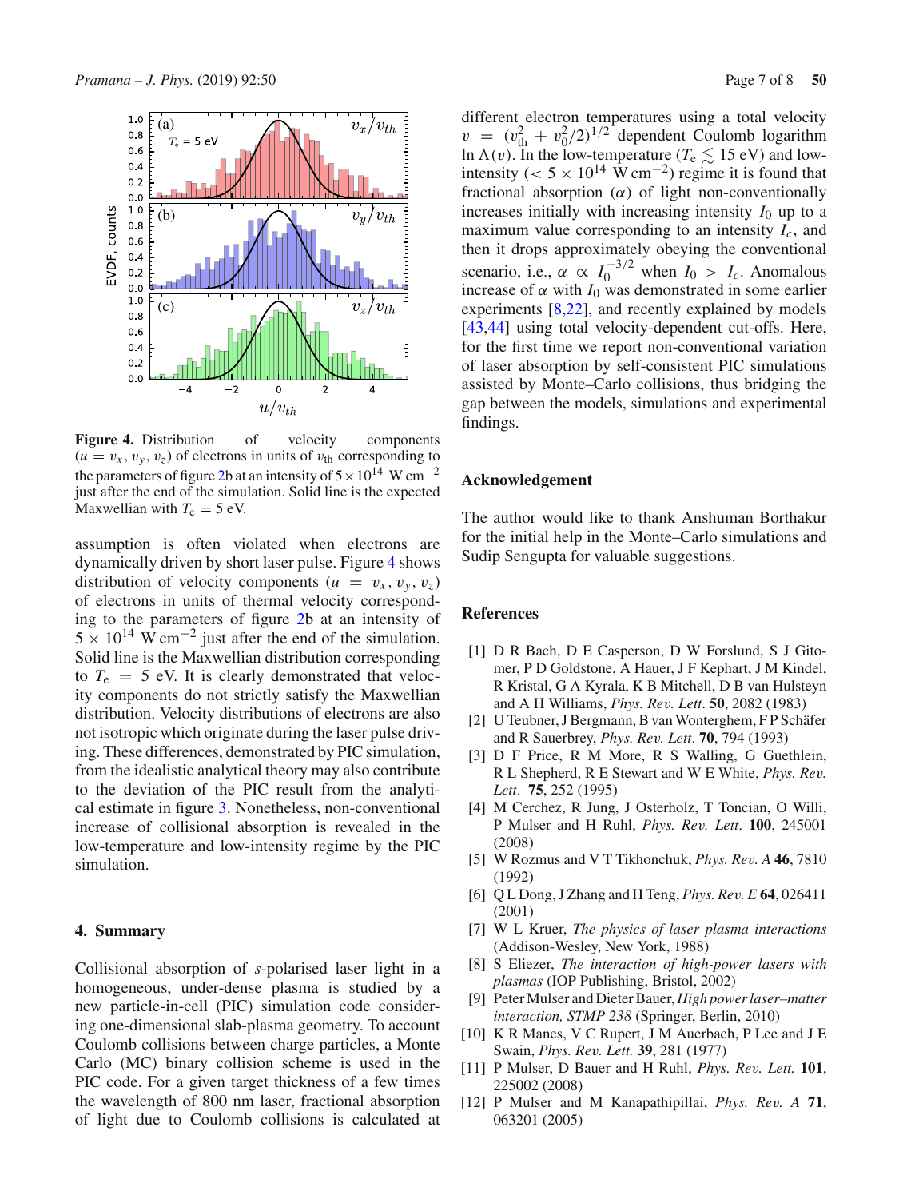Figure 4. Distribution of velocity components ($u = v_x, v_y, v_z$) of electrons in units of $v_{th}$ corresponding to the parameters of figure 2b at an intensity of $5 \times 10^{14}$ W cm$^{-2}$ just after the end of the simulation. Solid line is the expected Maxwellian with $T_e = 5$ eV.

assumption is often violated when electrons are dynamically driven by short laser pulse. Figure 4 shows distribution of velocity components ($u = v_x, v_y, v_z$) of electrons in units of thermal velocity corresponding to the parameters of figure 2b at an intensity of $5 \times 10^{14}$ W cm$^{-2}$ just after the end of the simulation. Solid line is the Maxwellian distribution corresponding to $T_e = 5$ eV. It is clearly demonstrated that velocity components do not strictly satisfy the Maxwellian distribution. Velocity distributions of electrons are also not isotropic which originate during the laser pulse driving. These differences, demonstrated by PIC simulation, from the idealistic analytical theory may also contribute to the deviation of the PIC result from the analytical estimate in figure 3. Nonetheless, non-conventional increase of collisional absorption is revealed in the low-temperature and low-intensity regime by the PIC simulation.

## 4. Summary

Collisional absorption of *s*-polarised laser light in a homogeneous, under-dense plasma is studied by a new particle-in-cell (PIC) simulation code considering one-dimensional slab-plasma geometry. To account Coulomb collisions between charge particles, a Monte Carlo (MC) binary collision scheme is used in the PIC code. For a given target thickness of a few times the wavelength of 800 nm laser, fractional absorption of light due to Coulomb collisions is calculated at different electron temperatures using a total velocity $v = (v_{th}^2 + v_0^2/2)^{1/2}$ dependent Coulomb logarithm $\ln \Lambda(v)$. In the low-temperature ($T_e \lesssim 15$ eV) and low-intensity ($< 5 \times 10^{14}$ W cm$^{-2}$) regime it is found that fractional absorption ($\alpha$) of light non-conventionally increases initially with increasing intensity $I_0$ up to a maximum value corresponding to an intensity $I_c$, and then it drops approximately obeying the conventional scenario, i.e., $\alpha \propto I_0^{-3/2}$ when $I_0 > I_c$. Anomalous increase of $\alpha$ with $I_0$ was demonstrated in some earlier experiments [8,22], and recently explained by models [43,44] using total velocity-dependent cut-offs. Here, for the first time we report non-conventional variation of laser absorption by self-consistent PIC simulations assisted by Monte–Carlo collisions, thus bridging the gap between the models, simulations and experimental findings.

## Acknowledgement

The author would like to thank Anshuman Borthakur for the initial help in the Monte–Carlo simulations and Sudip Sengupta for valuable suggestions.

## References

[1] D R Bach, D E Casperson, D W Forslund, S J Gitomer, P D Goldstone, A Hauer, J F Kephart, J M Kindel, R Kristal, G A Kyrala, K B Mitchell, D B van Hulsteyn and A H Williams, *Phys. Rev. Lett.* **50**, 2082 (1983)

[2] U Teubner, J Bergmann, B van Wonterghem, F P Schäfer and R Sauerbrey, *Phys. Rev. Lett.* **70**, 794 (1993)

[3] D F Price, R M More, R S Walling, G Guethlein, R L Shepherd, R E Stewart and W E White, *Phys. Rev. Lett.* **75**, 252 (1995)

[4] M Cerchez, R Jung, J Osterholz, T Toncian, O Willi, P Mulser and H Ruhl, *Phys. Rev. Lett.* **100**, 245001 (2008)

[5] W Rozmus and V T Tikhonchuk, *Phys. Rev. A* **46**, 7810 (1992)

[6] Q L Dong, J Zhang and H Teng, *Phys. Rev. E* **64**, 026411 (2001)

[7] W L Kruer, *The physics of laser plasma interactions* (Addison-Wesley, New York, 1988)

[8] S Eliezer, *The interaction of high-power lasers with plasmas* (IOP Publishing, Bristol, 2002)

[9] Peter Mulser and Dieter Bauer, *High power laser–matter interaction, STMP 238* (Springer, Berlin, 2010)

[10] K R Manes, V C Rupert, J M Auerbach, P Lee and J E Swain, *Phys. Rev. Lett.* **39**, 281 (1977)

[11] P Mulser, D Bauer and H Ruhl, *Phys. Rev. Lett.* **101**, 225002 (2008)

[12] P Mulser and M Kanapathipillai, *Phys. Rev. A* **71**, 063201 (2005)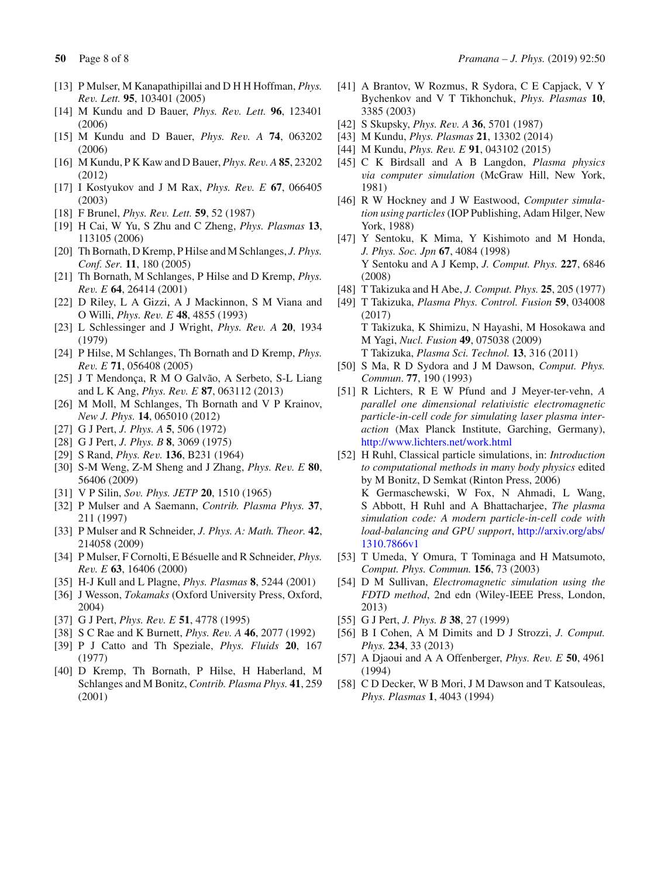[13] P Mulser, M Kanapathipillai and D H H Hoffman, *Phys. Rev. Lett.* **95**, 103401 (2005)

[14] M Kundu and D Bauer, *Phys. Rev. Lett.* **96**, 123401 (2006)

[15] M Kundu and D Bauer, *Phys. Rev. A* **74**, 063202 (2006)

[16] M Kundu, P K Kaw and D Bauer, *Phys. Rev. A* **85**, 23202 (2012)

[17] I Kostyukov and J M Rax, *Phys. Rev. E* **67**, 066405 (2003)

[18] F Brunel, *Phys. Rev. Lett.* **59**, 52 (1987)

[19] H Cai, W Yu, S Zhu and C Zheng, *Phys. Plasmas* **13**, 113105 (2006)

[20] Th Bornath, D Kremp, P Hilse and M Schlanges, *J. Phys. Conf. Ser.* **11**, 180 (2005)

[21] Th Bornath, M Schlanges, P Hilse and D Kremp, *Phys. Rev. E* **64**, 26414 (2001)

[22] D Riley, L A Gizzi, A J Mackinnon, S M Viana and O Willi, *Phys. Rev. E* **48**, 4855 (1993)

[23] L Schlessinger and J Wright, *Phys. Rev. A* **20**, 1934 (1979)

[24] P Hilse, M Schlanges, Th Bornath and D Kremp, *Phys. Rev. E* **71**, 056408 (2005)

[25] J T Mendonça, R M O Galvão, A Serbeto, S-L Liang and L K Ang, *Phys. Rev. E* **87**, 063112 (2013)

[26] M Moll, M Schlanges, Th Bornath and V P Krainov, *New J. Phys.* **14**, 065010 (2012)

[27] G J Pert, *J. Phys. A* **5**, 506 (1972)

[28] G J Pert, *J. Phys. B* **8**, 3069 (1975)

[29] S Rand, *Phys. Rev.* **136**, B231 (1964)

[30] S-M Weng, Z-M Sheng and J Zhang, *Phys. Rev. E* **80**, 56406 (2009)

[31] V P Silin, *Sov. Phys. JETP* **20**, 1510 (1965)

[32] P Mulser and A Saemann, *Contrib. Plasma Phys.* **37**, 211 (1997)

[33] P Mulser and R Schneider, *J. Phys. A: Math. Theor.* **42**, 214058 (2009)

[34] P Mulser, F Cornolti, E Bésuelle and R Schneider, *Phys. Rev. E* **63**, 16406 (2000)

[35] H-J Kull and L Plagne, *Phys. Plasmas* **8**, 5244 (2001)

[36] J Wesson, *Tokamaks* (Oxford University Press, Oxford, 2004)

[37] G J Pert, *Phys. Rev. E* **51**, 4778 (1995)

[38] S C Rae and K Burnett, *Phys. Rev. A* **46**, 2077 (1992)

[39] P J Catto and Th Speziale, *Phys. Fluids* **20**, 167 (1977)

[40] D Kremp, Th Bornath, P Hilse, H Haberland, M Schlanges and M Bonitz, *Contrib. Plasma Phys.* **41**, 259 (2001)

[41] A Brantov, W Rozmus, R Sydora, C E Capjack, V Y Bychenkov and V T Tikhonchuk, *Phys. Plasmas* **10**, 3385 (2003)

[42] S Skupsky, *Phys. Rev. A* **36**, 5701 (1987)

[43] M Kundu, *Phys. Plasmas* **21**, 13302 (2014)

[44] M Kundu, *Phys. Rev. E* **91**, 043102 (2015)

[45] C K Birdsall and A B Langdon, *Plasma physics via computer simulation* (McGraw Hill, New York, 1981)

[46] R W Hockney and J W Eastwood, *Computer simulation using particles* (IOP Publishing, Adam Hilger, New York, 1988)

[47] Y Sentoku, K Mima, Y Kishimoto and M Honda, *J. Phys. Soc. Jpn* **67**, 4084 (1998)
Y Sentoku and A J Kemp, *J. Comput. Phys.* **227**, 6846 (2008)

[48] T Takizuka and H Abe, *J. Comput. Phys.* **25**, 205 (1977)

[49] T Takizuka, *Plasma Phys. Control. Fusion* **59**, 034008 (2017)
T Takizuka, K Shimizu, N Hayashi, M Hosokawa and M Yagi, *Nucl. Fusion* **49**, 075038 (2009)
T Takizuka, *Plasma Sci. Technol.* **13**, 316 (2011)

[50] S Ma, R D Sydora and J M Dawson, *Comput. Phys. Commun.* **77**, 190 (1993)

[51] R Lichters, R E W Pfund and J Meyer-ter-vehn, *A parallel one dimensional relativistic electromagnetic particle-in-cell code for simulating laser plasma interaction* (Max Planck Institute, Garching, Germany), http://www.lichters.net/work.html

[52] H Ruhl, Classical particle simulations, in: *Introduction to computational methods in many body physics* edited by M Bonitz, D Semkat (Rinton Press, 2006)
K Germaschewski, W Fox, N Ahmadi, L Wang, S Abbott, H Ruhl and A Bhattacharjee, *The plasma simulation code: A modern particle-in-cell code with load-balancing and GPU support*, http://arxiv.org/abs/1310.7866v1

[53] T Umeda, Y Omura, T Tominaga and H Matsumoto, *Comput. Phys. Commun.* **156**, 73 (2003)

[54] D M Sullivan, *Electromagnetic simulation using the FDTD method*, 2nd edn (Wiley-IEEE Press, London, 2013)

[55] G J Pert, *J. Phys. B* **38**, 27 (1999)

[56] B I Cohen, A M Dimits and D J Strozzi, *J. Comput. Phys.* **234**, 33 (2013)

[57] A Djaoui and A A Offenberger, *Phys. Rev. E* **50**, 4961 (1994)

[58] C D Decker, W B Mori, J M Dawson and T Katsouleas, *Phys. Plasmas* **1**, 4043 (1994)